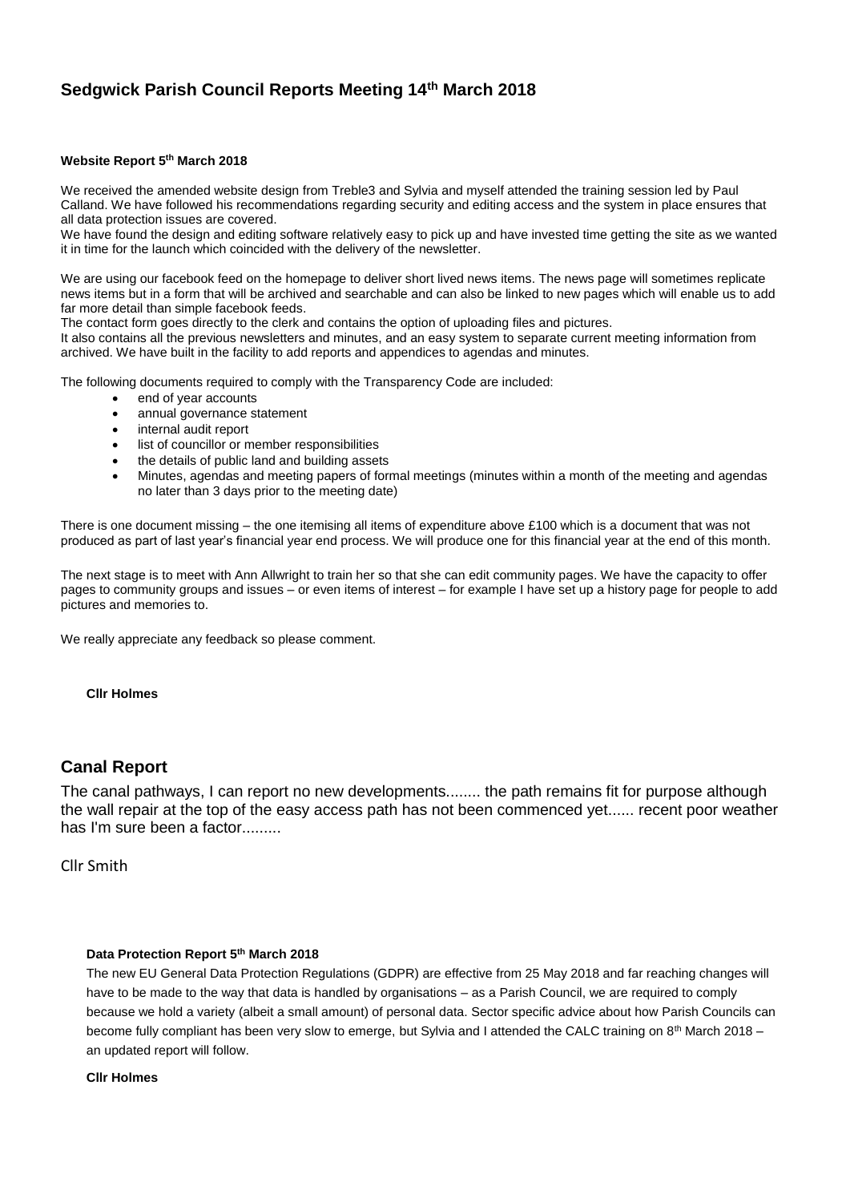# Sedgwick Parish Council Reports Meeting 14th March 2018

### Website Report 5th March 2018

We received the amended website design from Treble3 and Sylvia and myself attended the training session led by Paul Calland. We have followed his recommendations regarding security and editing access and the system in place ensures that all data protection issues are covered.

We have found the design and editing software relatively easy to pick up and have invested time getting the site as we wanted it in time for the launch which coincided with the delivery of the newsletter.

We are using our facebook feed on the homepage to deliver short lived news items. The news page will sometimes replicate news items but in a form that will be archived and searchable and can also be linked to new pages which will enable us to add far more detail than simple facebook feeds.

The contact form goes directly to the clerk and contains the option of uploading files and pictures.

It also contains all the previous newsletters and minutes, and an easy system to separate current meeting information from archived. We have built in the facility to add reports and appendices to agendas and minutes.

The following documents required to comply with the Transparency Code are included:

- end of year accounts
- annual governance statement
- internal audit report
- list of councillor or member responsibilities
- the details of public land and building assets
- Minutes, agendas and meeting papers of formal meetings (minutes within a month of the meeting and agendas no later than 3 days prior to the meeting date)

There is one document missing – the one itemising all items of expenditure above £100 which is a document that was not produced as part of last year's financial year end process. We will produce one for this financial year at the end of this month.

The next stage is to meet with Ann Allwright to train her so that she can edit community pages. We have the capacity to offer pages to community groups and issues – or even items of interest – for example I have set up a history page for people to add pictures and memories to.

We really appreciate any feedback so please comment.

**Cllr Holmes**

## Canal Report

The canal pathways, I can report no new developments........ the path remains fit for purpose although the wall repair at the top of the easy access path has not been commenced yet...... recent poor weather has I'm sure been a factor.........

Cllr Smith

### Data Protection Report 5th March 2018

The new EU General Data Protection Regulations (GDPR) are effective from 25 May 2018 and far reaching changes will have to be made to the way that data is handled by organisations – as a Parish Council, we are required to comply because we hold a variety (albeit a small amount) of personal data. Sector specific advice about how Parish Councils can become fully compliant has been very slow to emerge, but Sylvia and I attended the CALC training on 8th March 2018 – an updated report will follow.

**Cllr Holmes**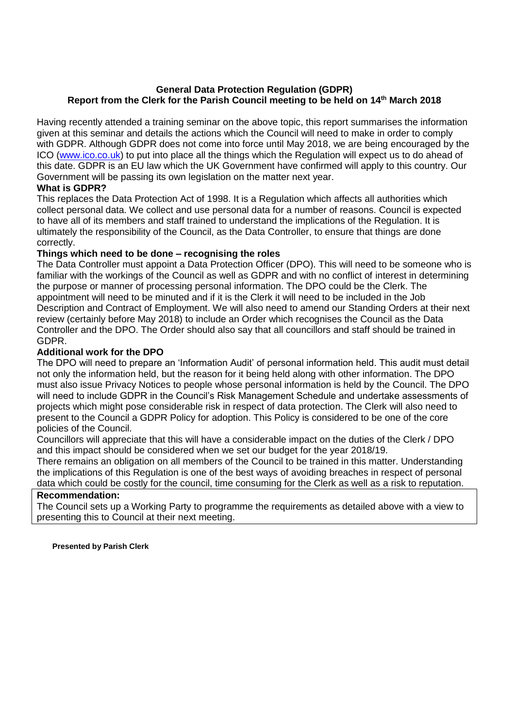**General Data Protection Regulation (GDPR)**
**Report from the Clerk for the Parish Council meeting to be held on 14th March 2018**

Having recently attended a training seminar on the above topic, this report summarises the information given at this seminar and details the actions which the Council will need to make in order to comply with GDPR. Although GDPR does not come into force until May 2018, we are being encouraged by the ICO (www.ico.co.uk) to put into place all the things which the Regulation will expect us to do ahead of this date. GDPR is an EU law which the UK Government have confirmed will apply to this country. Our Government will be passing its own legislation on the matter next year.

**What is GDPR?**

This replaces the Data Protection Act of 1998. It is a Regulation which affects all authorities which collect personal data. We collect and use personal data for a number of reasons. Council is expected to have all of its members and staff trained to understand the implications of the Regulation. It is ultimately the responsibility of the Council, as the Data Controller, to ensure that things are done correctly.

**Things which need to be done – recognising the roles**

The Data Controller must appoint a Data Protection Officer (DPO). This will need to be someone who is familiar with the workings of the Council as well as GDPR and with no conflict of interest in determining the purpose or manner of processing personal information. The DPO could be the Clerk. The appointment will need to be minuted and if it is the Clerk it will need to be included in the Job Description and Contract of Employment. We will also need to amend our Standing Orders at their next review (certainly before May 2018) to include an Order which recognises the Council as the Data Controller and the DPO. The Order should also say that all councillors and staff should be trained in GDPR.

**Additional work for the DPO**

The DPO will need to prepare an 'Information Audit' of personal information held. This audit must detail not only the information held, but the reason for it being held along with other information. The DPO must also issue Privacy Notices to people whose personal information is held by the Council. The DPO will need to include GDPR in the Council's Risk Management Schedule and undertake assessments of projects which might pose considerable risk in respect of data protection. The Clerk will also need to present to the Council a GDPR Policy for adoption. This Policy is considered to be one of the core policies of the Council.

Councillors will appreciate that this will have a considerable impact on the duties of the Clerk / DPO and this impact should be considered when we set our budget for the year 2018/19.

There remains an obligation on all members of the Council to be trained in this matter. Understanding the implications of this Regulation is one of the best ways of avoiding breaches in respect of personal data which could be costly for the council, time consuming for the Clerk as well as a risk to reputation.

**Recommendation:**

The Council sets up a Working Party to programme the requirements as detailed above with a view to presenting this to Council at their next meeting.

**Presented by Parish Clerk**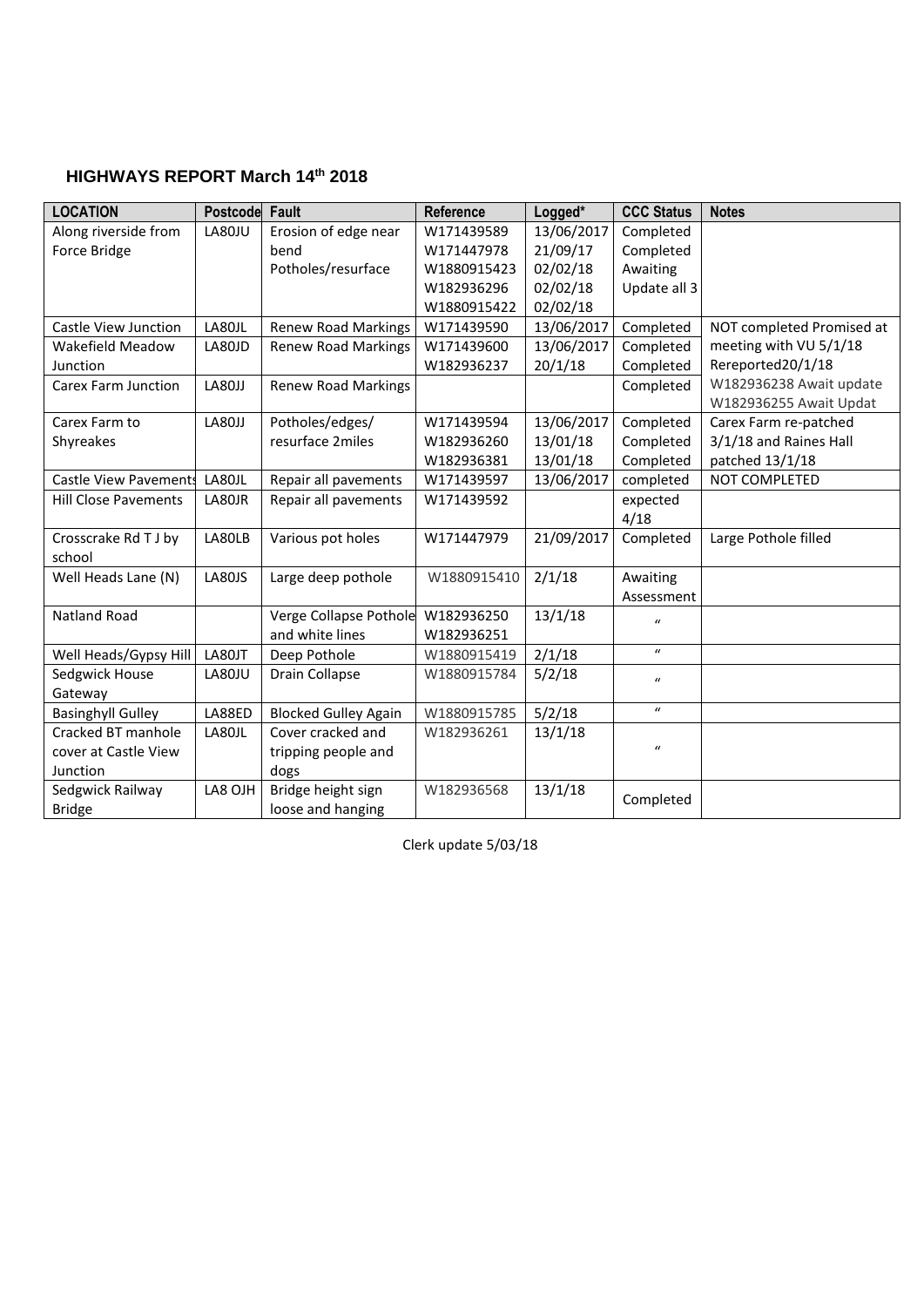## HIGHWAYS REPORT March 14th 2018

| LOCATION | Postcode | Fault | Reference | Logged* | CCC Status | Notes |
|---|---|---|---|---|---|---|
| Along riverside from Force Bridge | LA80JU | Erosion of edge near bend<br>Potholes/resurface | W171439589<br>W171447978<br>W1880915423<br>W182936296<br>W1880915422 | 13/06/2017<br>21/09/17<br>02/02/18<br>02/02/18<br>02/02/18 | Completed<br>Completed<br>Awaiting<br>Update all 3 | |
| Castle View Junction | LA80JL | Renew Road Markings | W171439590 | 13/06/2017 | Completed | NOT completed Promised at meeting with VU 5/1/18 |
| Wakefield Meadow Junction | LA80JD | Renew Road Markings | W171439600<br>W182936237 | 13/06/2017<br>20/1/18 | Completed<br>Completed | Rereported20/1/18 |
| Carex Farm Junction | LA80JJ | Renew Road Markings | | | Completed | W182936238 Await update<br>W182936255 Await Updat |
| Carex Farm to Shyreakes | LA80JJ | Potholes/edges/ resurface 2miles | W171439594<br>W182936260<br>W182936381 | 13/06/2017<br>13/01/18<br>13/01/18 | Completed<br>Completed<br>Completed | Carex Farm re-patched 3/1/18 and Raines Hall patched 13/1/18 |
| Castle View Pavements | LA80JL | Repair all pavements | W171439597 | 13/06/2017 | completed | NOT COMPLETED |
| Hill Close Pavements | LA80JR | Repair all pavements | W171439592 | | expected 4/18 | |
| Crosscrake Rd T J by school | LA80LB | Various pot holes | W171447979 | 21/09/2017 | Completed | Large Pothole filled |
| Well Heads Lane (N) | LA80JS | Large deep pothole | W1880915410 | 2/1/18 | Awaiting Assessment | |
| Natland Road | | Verge Collapse Pothole and white lines | W182936250<br>W182936251 | 13/1/18 | " | |
| Well Heads/Gypsy Hill | LA80JT | Deep Pothole | W1880915419 | 2/1/18 | " | |
| Sedgwick House Gateway | LA80JU | Drain Collapse | W1880915784 | 5/2/18 | " | |
| Basinghyll Gulley | LA88ED | Blocked Gulley Again | W1880915785 | 5/2/18 | " | |
| Cracked BT manhole cover at Castle View Junction | LA80JL | Cover cracked and tripping people and dogs | W182936261 | 13/1/18 | " | |
| Sedgwick Railway Bridge | LA8 OJH | Bridge height sign loose and hanging | W182936568 | 13/1/18 | Completed | |

Clerk update 5/03/18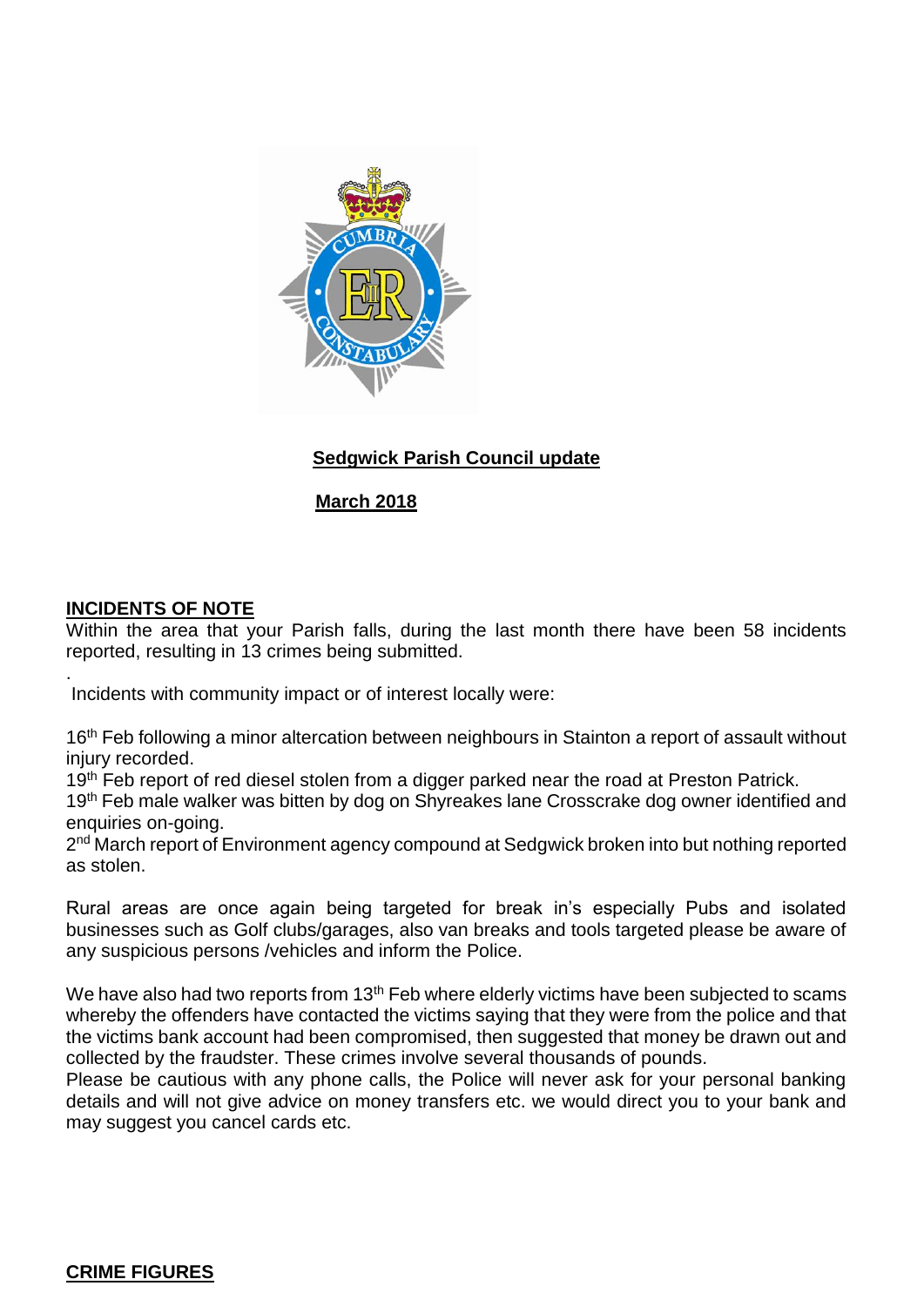**Sedgwick Parish Council update**

**March 2018**

**INCIDENTS OF NOTE**

Within the area that your Parish falls, during the last month there have been 58 incidents reported, resulting in 13 crimes being submitted.

.
Incidents with community impact or of interest locally were:

16th Feb following a minor altercation between neighbours in Stainton a report of assault without injury recorded.
19th Feb report of red diesel stolen from a digger parked near the road at Preston Patrick.
19th Feb male walker was bitten by dog on Shyreakes lane Crosscrake dog owner identified and enquiries on-going.
2nd March report of Environment agency compound at Sedgwick broken into but nothing reported as stolen.

Rural areas are once again being targeted for break in's especially Pubs and isolated businesses such as Golf clubs/garages, also van breaks and tools targeted please be aware of any suspicious persons /vehicles and inform the Police.

We have also had two reports from 13th Feb where elderly victims have been subjected to scams whereby the offenders have contacted the victims saying that they were from the police and that the victims bank account had been compromised, then suggested that money be drawn out and collected by the fraudster. These crimes involve several thousands of pounds.
Please be cautious with any phone calls, the Police will never ask for your personal banking details and will not give advice on money transfers etc. we would direct you to your bank and may suggest you cancel cards etc.

**CRIME FIGURES**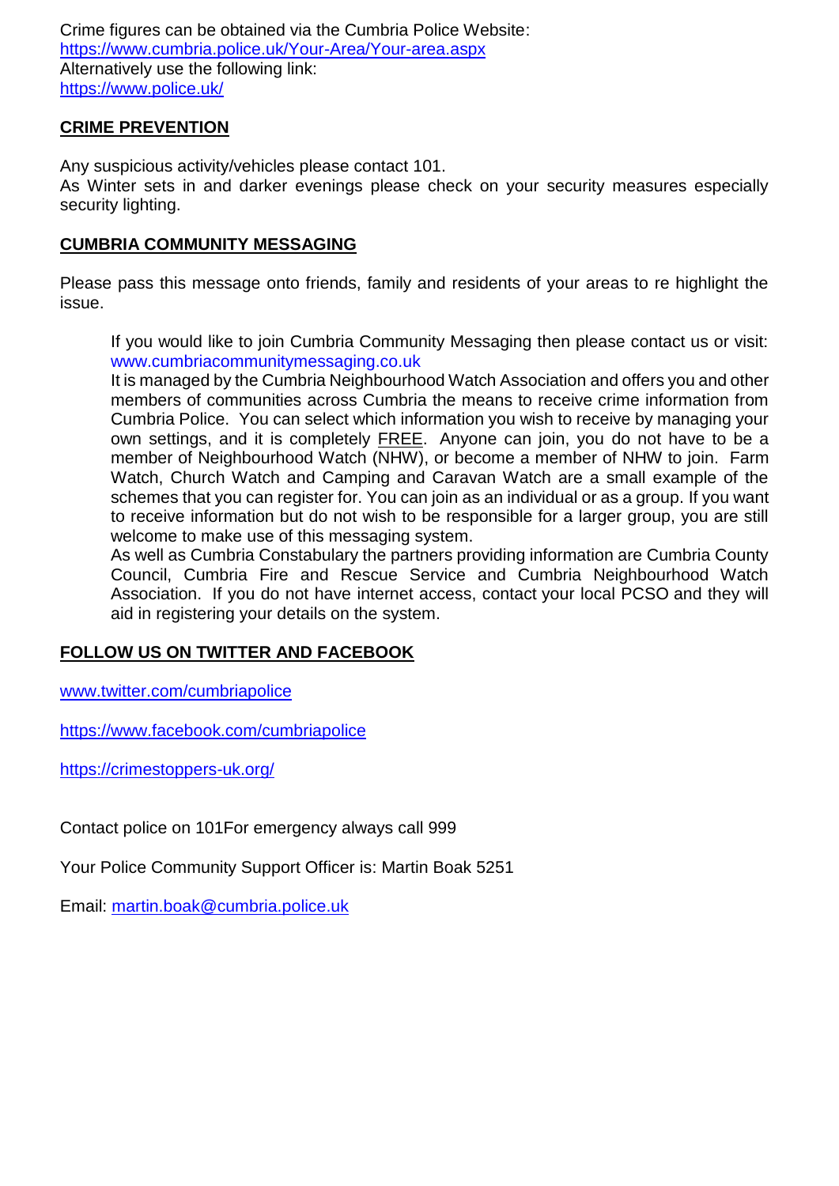Crime figures can be obtained via the Cumbria Police Website:
https://www.cumbria.police.uk/Your-Area/Your-area.aspx
Alternatively use the following link:
https://www.police.uk/

## CRIME PREVENTION

Any suspicious activity/vehicles please contact 101.
As Winter sets in and darker evenings please check on your security measures especially security lighting.

## CUMBRIA COMMUNITY MESSAGING

Please pass this message onto friends, family and residents of your areas to re highlight the issue.

> If you would like to join Cumbria Community Messaging then please contact us or visit: www.cumbriacommunitymessaging.co.uk
> It is managed by the Cumbria Neighbourhood Watch Association and offers you and other members of communities across Cumbria the means to receive crime information from Cumbria Police. You can select which information you wish to receive by managing your own settings, and it is completely FREE. Anyone can join, you do not have to be a member of Neighbourhood Watch (NHW), or become a member of NHW to join. Farm Watch, Church Watch and Camping and Caravan Watch are a small example of the schemes that you can register for. You can join as an individual or as a group. If you want to receive information but do not wish to be responsible for a larger group, you are still welcome to make use of this messaging system.
> As well as Cumbria Constabulary the partners providing information are Cumbria County Council, Cumbria Fire and Rescue Service and Cumbria Neighbourhood Watch Association. If you do not have internet access, contact your local PCSO and they will aid in registering your details on the system.

## FOLLOW US ON TWITTER AND FACEBOOK

www.twitter.com/cumbriapolice

https://www.facebook.com/cumbriapolice

https://crimestoppers-uk.org/

Contact police on 101For emergency always call 999

Your Police Community Support Officer is: Martin Boak 5251

Email: martin.boak@cumbria.police.uk